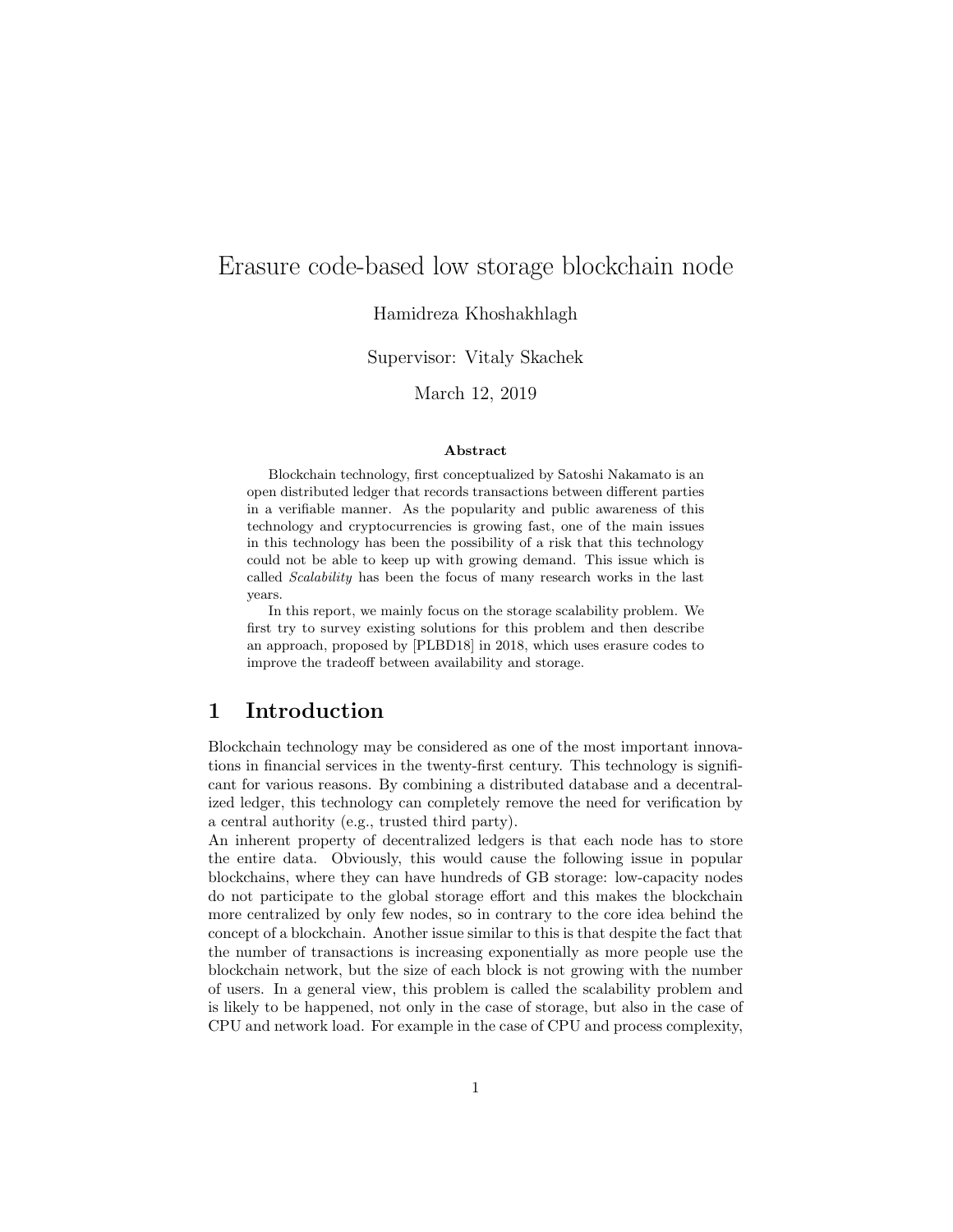// Erasure code-based low storage blockchain node

Hamidreza Khoshakhlagh

Supervisor: Vitaly Skachek

March 12, 2019

**Abstract**

Blockchain technology, first conceptualized by Satoshi Nakamato is an open distributed ledger that records transactions between different parties in a verifiable manner. As the popularity and public awareness of this technology and cryptocurrencies is growing fast, one of the main issues in this technology has been the possibility of a risk that this technology could not be able to keep up with growing demand. This issue which is called *Scalability* has been the focus of many research works in the last years.

In this report, we mainly focus on the storage scalability problem. We first try to survey existing solutions for this problem and then describe an approach, proposed by [PLBD18] in 2018, which uses erasure codes to improve the tradeoff between availability and storage.

## 1 Introduction

Blockchain technology may be considered as one of the most important innovations in financial services in the twenty-first century. This technology is significant for various reasons. By combining a distributed database and a decentralized ledger, this technology can completely remove the need for verification by a central authority (e.g., trusted third party).

An inherent property of decentralized ledgers is that each node has to store the entire data. Obviously, this would cause the following issue in popular blockchains, where they can have hundreds of GB storage: low-capacity nodes do not participate to the global storage effort and this makes the blockchain more centralized by only few nodes, so in contrary to the core idea behind the concept of a blockchain. Another issue similar to this is that despite the fact that the number of transactions is increasing exponentially as more people use the blockchain network, but the size of each block is not growing with the number of users. In a general view, this problem is called the scalability problem and is likely to be happened, not only in the case of storage, but also in the case of CPU and network load. For example in the case of CPU and process complexity,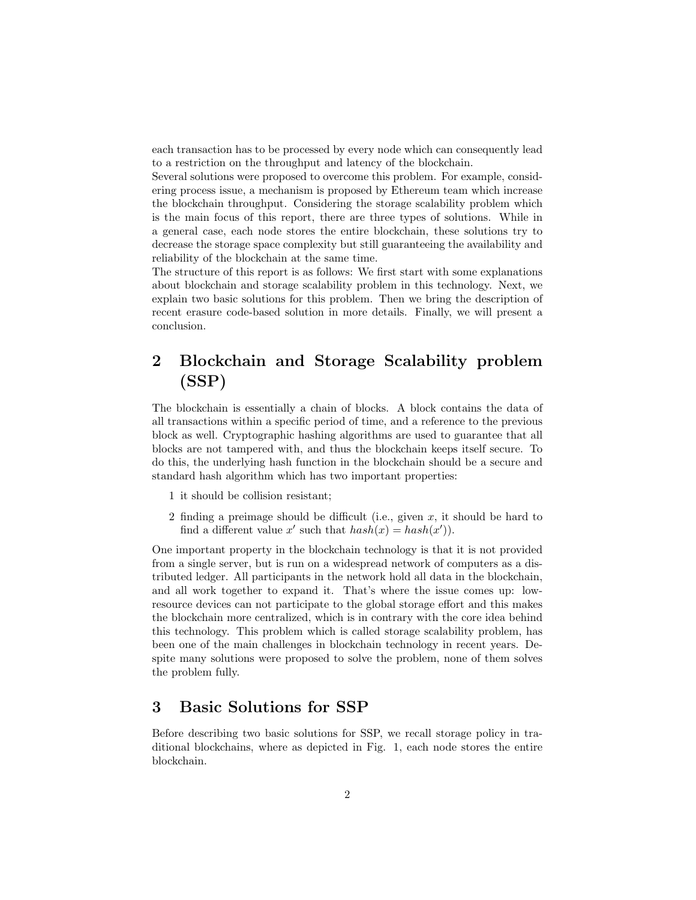each transaction has to be processed by every node which can consequently lead to a restriction on the throughput and latency of the blockchain.
Several solutions were proposed to overcome this problem. For example, considering process issue, a mechanism is proposed by Ethereum team which increase the blockchain throughput. Considering the storage scalability problem which is the main focus of this report, there are three types of solutions. While in a general case, each node stores the entire blockchain, these solutions try to decrease the storage space complexity but still guaranteeing the availability and reliability of the blockchain at the same time.
The structure of this report is as follows: We first start with some explanations about blockchain and storage scalability problem in this technology. Next, we explain two basic solutions for this problem. Then we bring the description of recent erasure code-based solution in more details. Finally, we will present a conclusion.

## 2 Blockchain and Storage Scalability problem (SSP)

The blockchain is essentially a chain of blocks. A block contains the data of all transactions within a specific period of time, and a reference to the previous block as well. Cryptographic hashing algorithms are used to guarantee that all blocks are not tampered with, and thus the blockchain keeps itself secure. To do this, the underlying hash function in the blockchain should be a secure and standard hash algorithm which has two important properties:

1 it should be collision resistant;

2 finding a preimage should be difficult (i.e., given $x$, it should be hard to find a different value $x'$ such that $hash(x) = hash(x')$).

One important property in the blockchain technology is that it is not provided from a single server, but is run on a widespread network of computers as a distributed ledger. All participants in the network hold all data in the blockchain, and all work together to expand it. That's where the issue comes up: low-resource devices can not participate to the global storage effort and this makes the blockchain more centralized, which is in contrary with the core idea behind this technology. This problem which is called storage scalability problem, has been one of the main challenges in blockchain technology in recent years. Despite many solutions were proposed to solve the problem, none of them solves the problem fully.

## 3 Basic Solutions for SSP

Before describing two basic solutions for SSP, we recall storage policy in traditional blockchains, where as depicted in Fig. 1, each node stores the entire blockchain.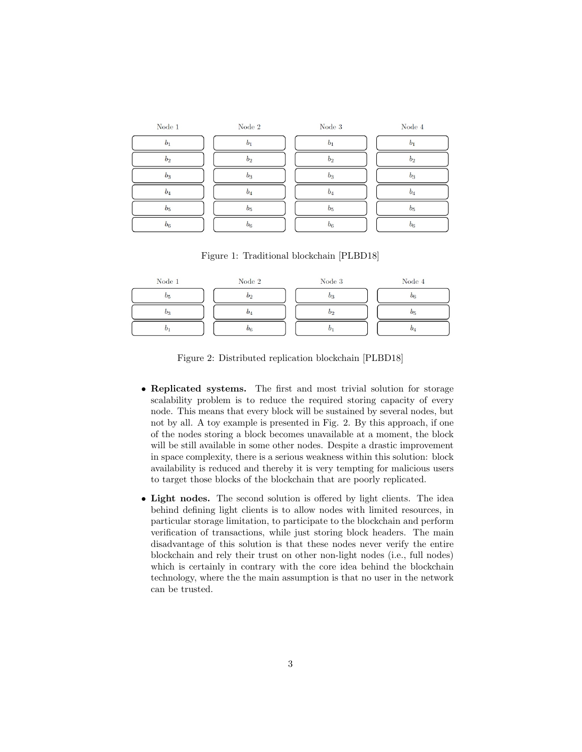| Node 1 | Node 2 | Node 3 | Node 4 |
|---|---|---|---|
| $b_1$ | $b_1$ | $b_1$ | $b_1$ |
| $b_2$ | $b_2$ | $b_2$ | $b_2$ |
| $b_3$ | $b_3$ | $b_3$ | $b_3$ |
| $b_4$ | $b_4$ | $b_4$ | $b_4$ |
| $b_5$ | $b_5$ | $b_5$ | $b_5$ |
| $b_6$ | $b_6$ | $b_6$ | $b_6$ |

Figure 1: Traditional blockchain [PLBD18]

| Node 1 | Node 2 | Node 3 | Node 4 |
|---|---|---|---|
| $b_5$ | $b_2$ | $b_3$ | $b_6$ |
| $b_3$ | $b_4$ | $b_2$ | $b_5$ |
| $b_1$ | $b_6$ | $b_1$ | $b_4$ |

Figure 2: Distributed replication blockchain [PLBD18]

- **Replicated systems.** The first and most trivial solution for storage scalability problem is to reduce the required storing capacity of every node. This means that every block will be sustained by several nodes, but not by all. A toy example is presented in Fig. 2. By this approach, if one of the nodes storing a block becomes unavailable at a moment, the block will be still available in some other nodes. Despite a drastic improvement in space complexity, there is a serious weakness within this solution: block availability is reduced and thereby it is very tempting for malicious users to target those blocks of the blockchain that are poorly replicated.

- **Light nodes.** The second solution is offered by light clients. The idea behind defining light clients is to allow nodes with limited resources, in particular storage limitation, to participate to the blockchain and perform verification of transactions, while just storing block headers. The main disadvantage of this solution is that these nodes never verify the entire blockchain and rely their trust on other non-light nodes (i.e., full nodes) which is certainly in contrary with the core idea behind the blockchain technology, where the the main assumption is that no user in the network can be trusted.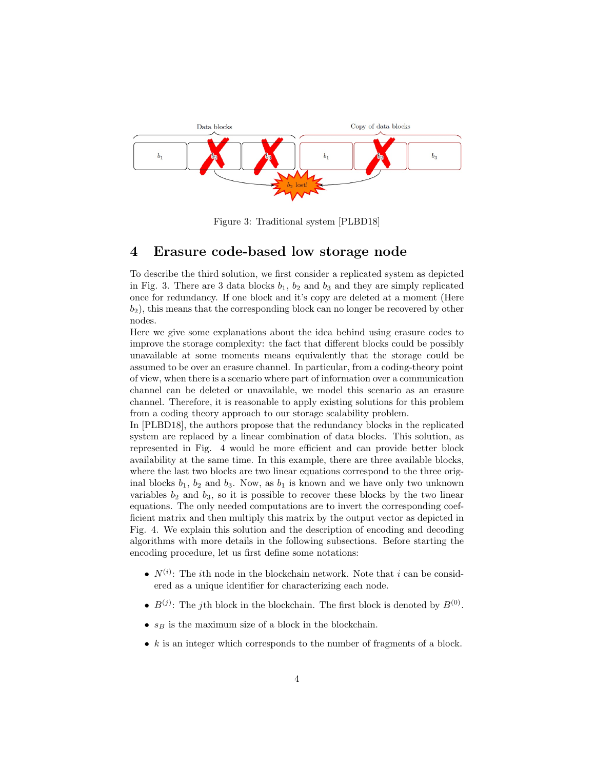Figure 3: Traditional system [PLBD18]

# 4 Erasure code-based low storage node

To describe the third solution, we first consider a replicated system as depicted in Fig. 3. There are 3 data blocks $b_1$, $b_2$ and $b_3$ and they are simply replicated once for redundancy. If one block and it's copy are deleted at a moment (Here $b_2$), this means that the corresponding block can no longer be recovered by other nodes.

Here we give some explanations about the idea behind using erasure codes to improve the storage complexity: the fact that different blocks could be possibly unavailable at some moments means equivalently that the storage could be assumed to be over an erasure channel. In particular, from a coding-theory point of view, when there is a scenario where part of information over a communication channel can be deleted or unavailable, we model this scenario as an erasure channel. Therefore, it is reasonable to apply existing solutions for this problem from a coding theory approach to our storage scalability problem.

In [PLBD18], the authors propose that the redundancy blocks in the replicated system are replaced by a linear combination of data blocks. This solution, as represented in Fig. 4 would be more efficient and can provide better block availability at the same time. In this example, there are three available blocks, where the last two blocks are two linear equations correspond to the three original blocks $b_1$, $b_2$ and $b_3$. Now, as $b_1$ is known and we have only two unknown variables $b_2$ and $b_3$, so it is possible to recover these blocks by the two linear equations. The only needed computations are to invert the corresponding coefficient matrix and then multiply this matrix by the output vector as depicted in Fig. 4. We explain this solution and the description of encoding and decoding algorithms with more details in the following subsections. Before starting the encoding procedure, let us first define some notations:

- $N^{(i)}$: The $i$th node in the blockchain network. Note that $i$ can be considered as a unique identifier for characterizing each node.
- $B^{(j)}$: The $j$th block in the blockchain. The first block is denoted by $B^{(0)}$.
- $s_B$ is the maximum size of a block in the blockchain.
- $k$ is an integer which corresponds to the number of fragments of a block.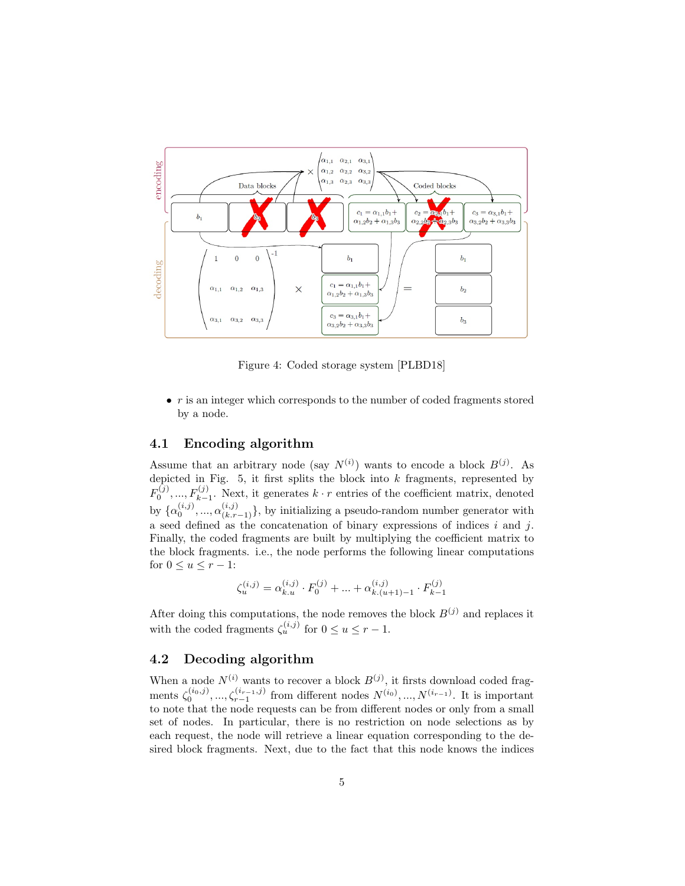Figure 4: Coded storage system [PLBD18]

- $r$ is an integer which corresponds to the number of coded fragments stored by a node.

### 4.1 Encoding algorithm

Assume that an arbitrary node (say $N^{(i)}$) wants to encode a block $B^{(j)}$. As depicted in Fig. 5, it first splits the block into $k$ fragments, represented by $F_0^{(j)}, ..., F_{k-1}^{(j)}$. Next, it generates $k \cdot r$ entries of the coefficient matrix, denoted by $\{\alpha_0^{(i,j)}, ..., \alpha_{(k.r-1)}^{(i,j)}\}$, by initializing a pseudo-random number generator with a seed defined as the concatenation of binary expressions of indices $i$ and $j$. Finally, the coded fragments are built by multiplying the coefficient matrix to the block fragments. i.e., the node performs the following linear computations for $0 \leq u \leq r-1$:

$$\zeta_u^{(i,j)} = \alpha_{k.u}^{(i,j)} \cdot F_0^{(j)} + ... + \alpha_{k.(u+1)-1}^{(i,j)} \cdot F_{k-1}^{(j)}$$

After doing this computations, the node removes the block $B^{(j)}$ and replaces it with the coded fragments $\zeta_u^{(i,j)}$ for $0 \leq u \leq r-1$.

### 4.2 Decoding algorithm

When a node $N^{(i)}$ wants to recover a block $B^{(j)}$, it firsts download coded fragments $\zeta_0^{(i_0,j)}, ..., \zeta_{r-1}^{(i_{r-1},j)}$ from different nodes $N^{(i_0)}, ..., N^{(i_{r-1})}$. It is important to note that the node requests can be from different nodes or only from a small set of nodes. In particular, there is no restriction on node selections as by each request, the node will retrieve a linear equation corresponding to the desired block fragments. Next, due to the fact that this node knows the indices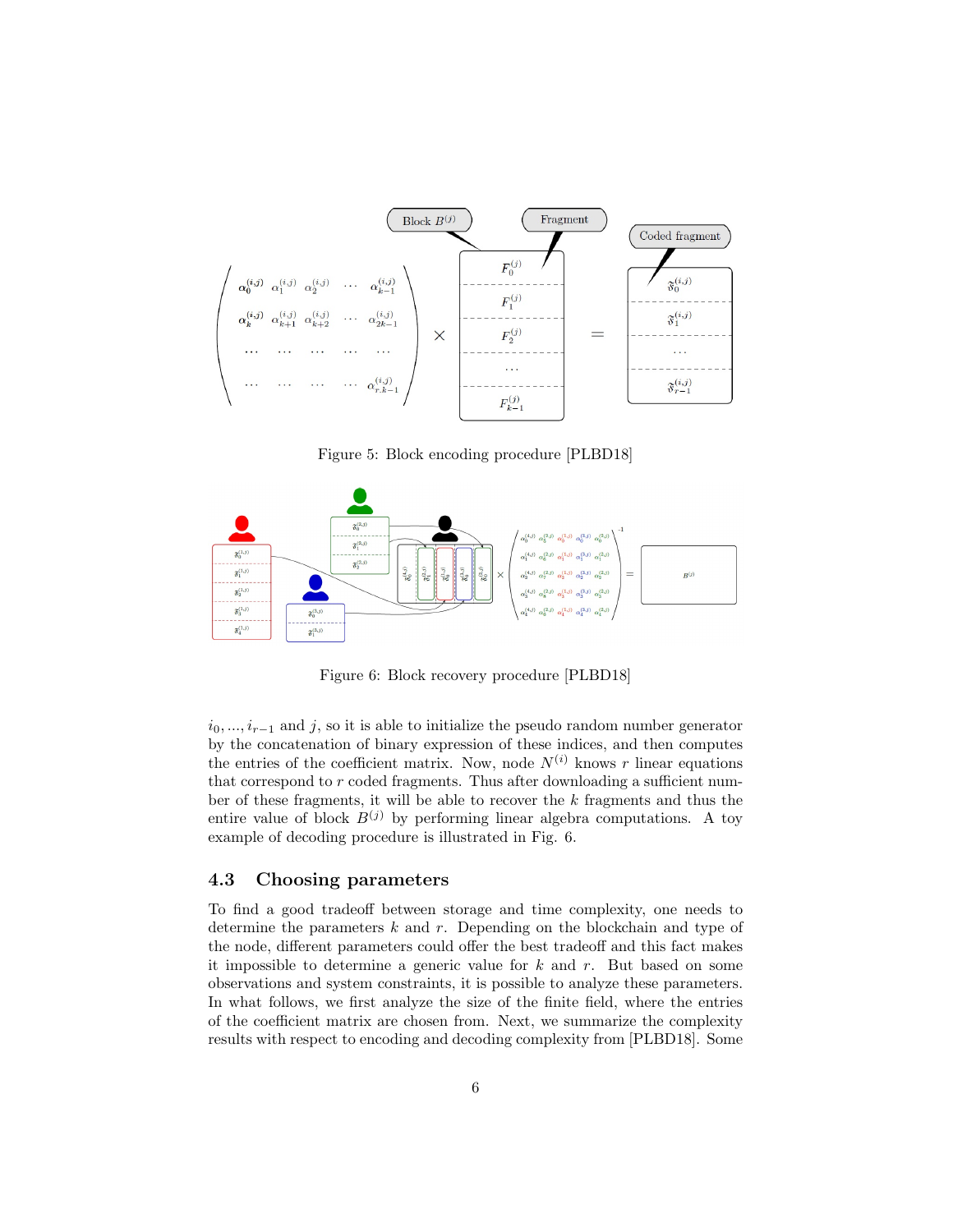Figure 5: Block encoding procedure [PLBD18]

Figure 6: Block recovery procedure [PLBD18]

$i_0, ..., i_{r-1}$ and $j$, so it is able to initialize the pseudo random number generator by the concatenation of binary expression of these indices, and then computes the entries of the coefficient matrix. Now, node $N^{(i)}$ knows $r$ linear equations that correspond to $r$ coded fragments. Thus after downloading a sufficient number of these fragments, it will be able to recover the $k$ fragments and thus the entire value of block $B^{(j)}$ by performing linear algebra computations. A toy example of decoding procedure is illustrated in Fig. 6.

### 4.3 Choosing parameters

To find a good tradeoff between storage and time complexity, one needs to determine the parameters $k$ and $r$. Depending on the blockchain and type of the node, different parameters could offer the best tradeoff and this fact makes it impossible to determine a generic value for $k$ and $r$. But based on some observations and system constraints, it is possible to analyze these parameters. In what follows, we first analyze the size of the finite field, where the entries of the coefficient matrix are chosen from. Next, we summarize the complexity results with respect to encoding and decoding complexity from [PLBD18]. Some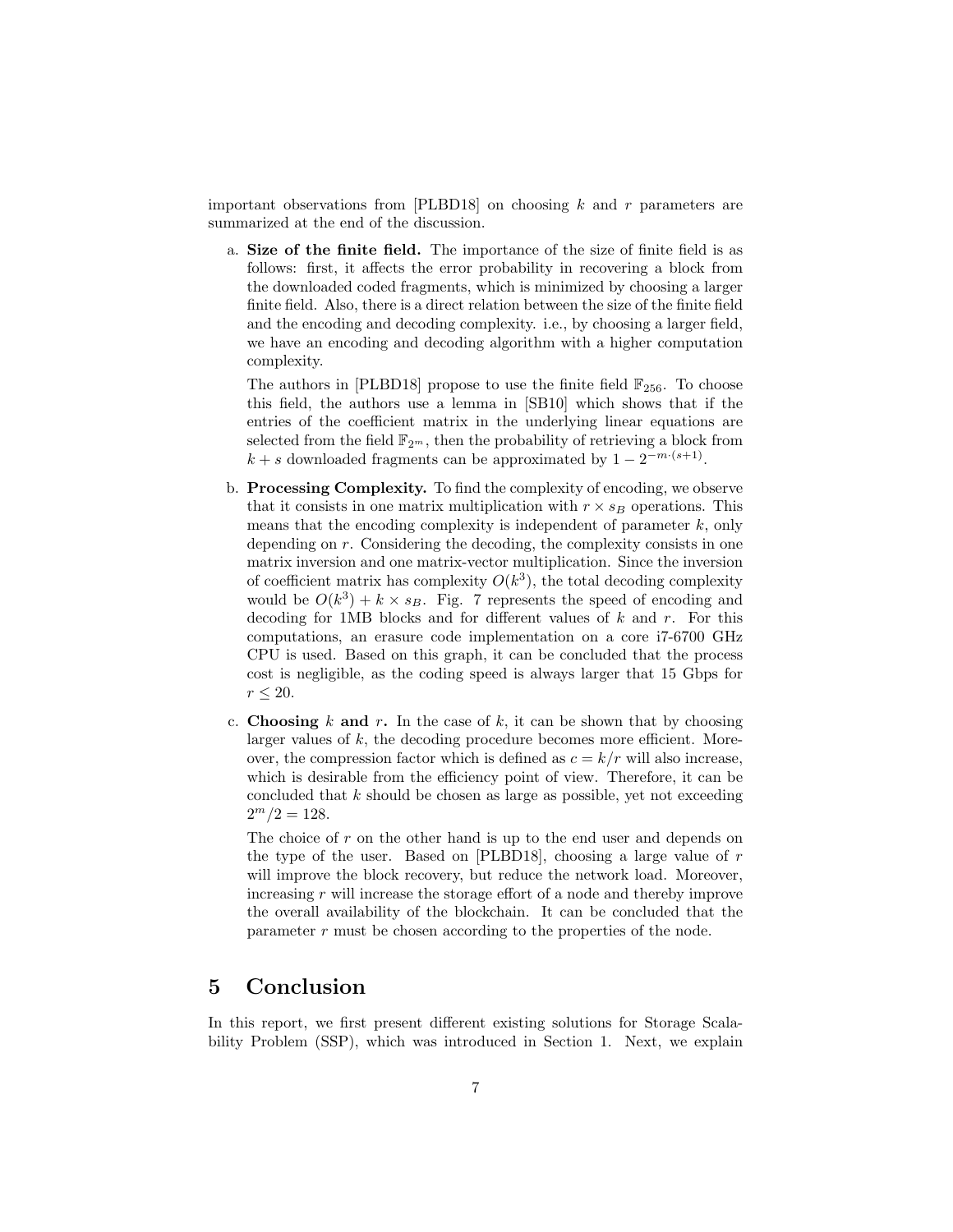important observations from [PLBD18] on choosing $k$ and $r$ parameters are summarized at the end of the discussion.

a. **Size of the finite field.** The importance of the size of finite field is as follows: first, it affects the error probability in recovering a block from the downloaded coded fragments, which is minimized by choosing a larger finite field. Also, there is a direct relation between the size of the finite field and the encoding and decoding complexity. i.e., by choosing a larger field, we have an encoding and decoding algorithm with a higher computation complexity.

   The authors in [PLBD18] propose to use the finite field $\mathbb{F}_{256}$. To choose this field, the authors use a lemma in [SB10] which shows that if the entries of the coefficient matrix in the underlying linear equations are selected from the field $\mathbb{F}_{2^m}$, then the probability of retrieving a block from $k+s$ downloaded fragments can be approximated by $1 - 2^{-m \cdot (s+1)}$.

b. **Processing Complexity.** To find the complexity of encoding, we observe that it consists in one matrix multiplication with $r \times s_B$ operations. This means that the encoding complexity is independent of parameter $k$, only depending on $r$. Considering the decoding, the complexity consists in one matrix inversion and one matrix-vector multiplication. Since the inversion of coefficient matrix has complexity $O(k^3)$, the total decoding complexity would be $O(k^3) + k \times s_B$. Fig. 7 represents the speed of encoding and decoding for 1MB blocks and for different values of $k$ and $r$. For this computations, an erasure code implementation on a core i7-6700 GHz CPU is used. Based on this graph, it can be concluded that the process cost is negligible, as the coding speed is always larger that 15 Gbps for $r \leq 20$.

c. **Choosing $k$ and $r$.** In the case of $k$, it can be shown that by choosing larger values of $k$, the decoding procedure becomes more efficient. Moreover, the compression factor which is defined as $c = k/r$ will also increase, which is desirable from the efficiency point of view. Therefore, it can be concluded that $k$ should be chosen as large as possible, yet not exceeding $2^m/2 = 128$.

   The choice of $r$ on the other hand is up to the end user and depends on the type of the user. Based on [PLBD18], choosing a large value of $r$ will improve the block recovery, but reduce the network load. Moreover, increasing $r$ will increase the storage effort of a node and thereby improve the overall availability of the blockchain. It can be concluded that the parameter $r$ must be chosen according to the properties of the node.

# 5 Conclusion

In this report, we first present different existing solutions for Storage Scalability Problem (SSP), which was introduced in Section 1. Next, we explain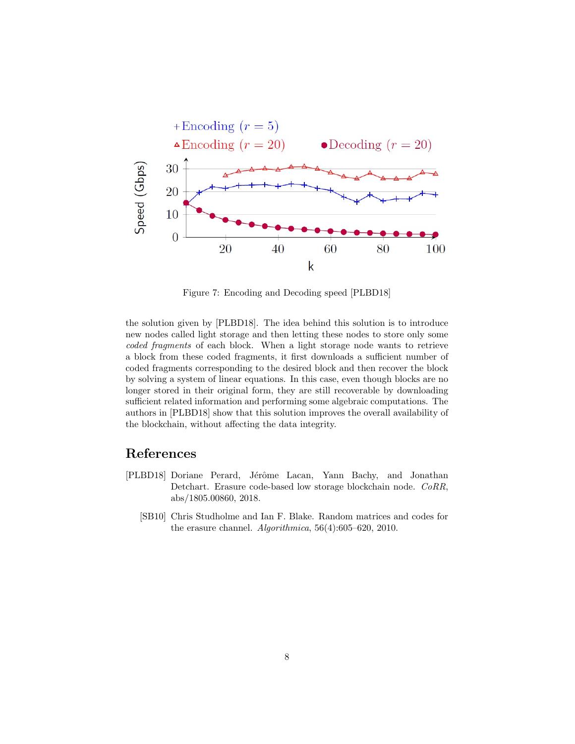+Encoding ($r = 5$)

Encoding ($r = 20$)

Decoding ($r = 20$)

Speed (Gbps)

30

20

10

0

20

40

60

80

100

k

Figure 7: Encoding and Decoding speed [PLBD18]

the solution given by [PLBD18]. The idea behind this solution is to introduce new nodes called light storage and then letting these nodes to store only some *coded fragments* of each block. When a light storage node wants to retrieve a block from these coded fragments, it first downloads a sufficient number of coded fragments corresponding to the desired block and then recover the block by solving a system of linear equations. In this case, even though blocks are no longer stored in their original form, they are still recoverable by downloading sufficient related information and performing some algebraic computations. The authors in [PLBD18] show that this solution improves the overall availability of the blockchain, without affecting the data integrity.

## References

[PLBD18] Doriane Perard, Jérôme Lacan, Yann Bachy, and Jonathan Detchart. Erasure code-based low storage blockchain node. *CoRR*, abs/1805.00860, 2018.

[SB10] Chris Studholme and Ian F. Blake. Random matrices and codes for the erasure channel. *Algorithmica*, 56(4):605–620, 2010.